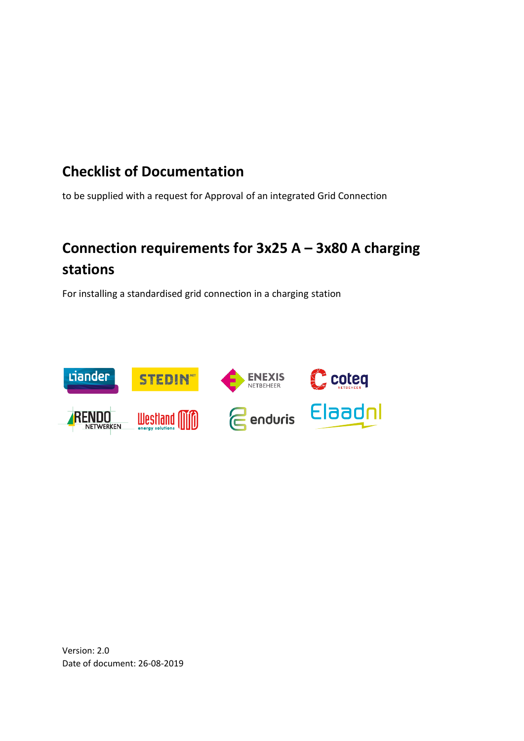# Checklist of Documentation

to be supplied with a request for Approval of an integrated Grid Connection

# Connection requirements for 3x25 A – 3x80 A charging stations

For installing a standardised grid connection in a charging station

Version: 2.0
Date of document: 26-08-2019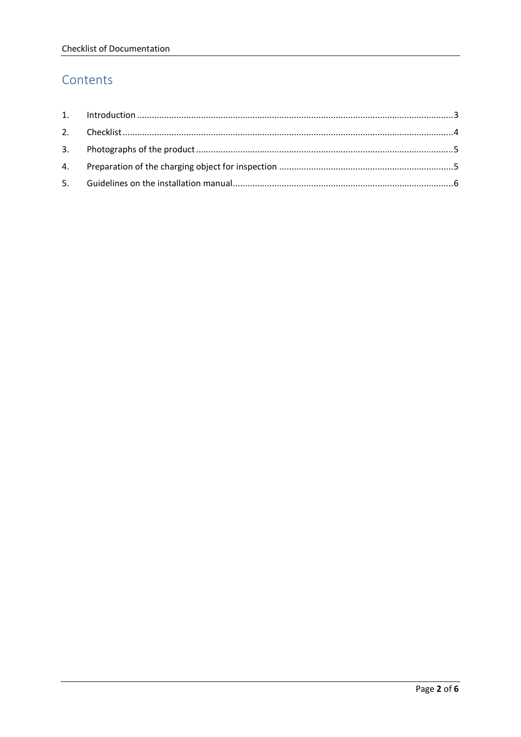# Contents

1. Introduction ........................................................................................................................3
2. Checklist ............................................................................................................................4
3. Photographs of the product ...............................................................................................5
4. Preparation of the charging object for inspection ............................................................5
5. Guidelines on the installation manual ...............................................................................6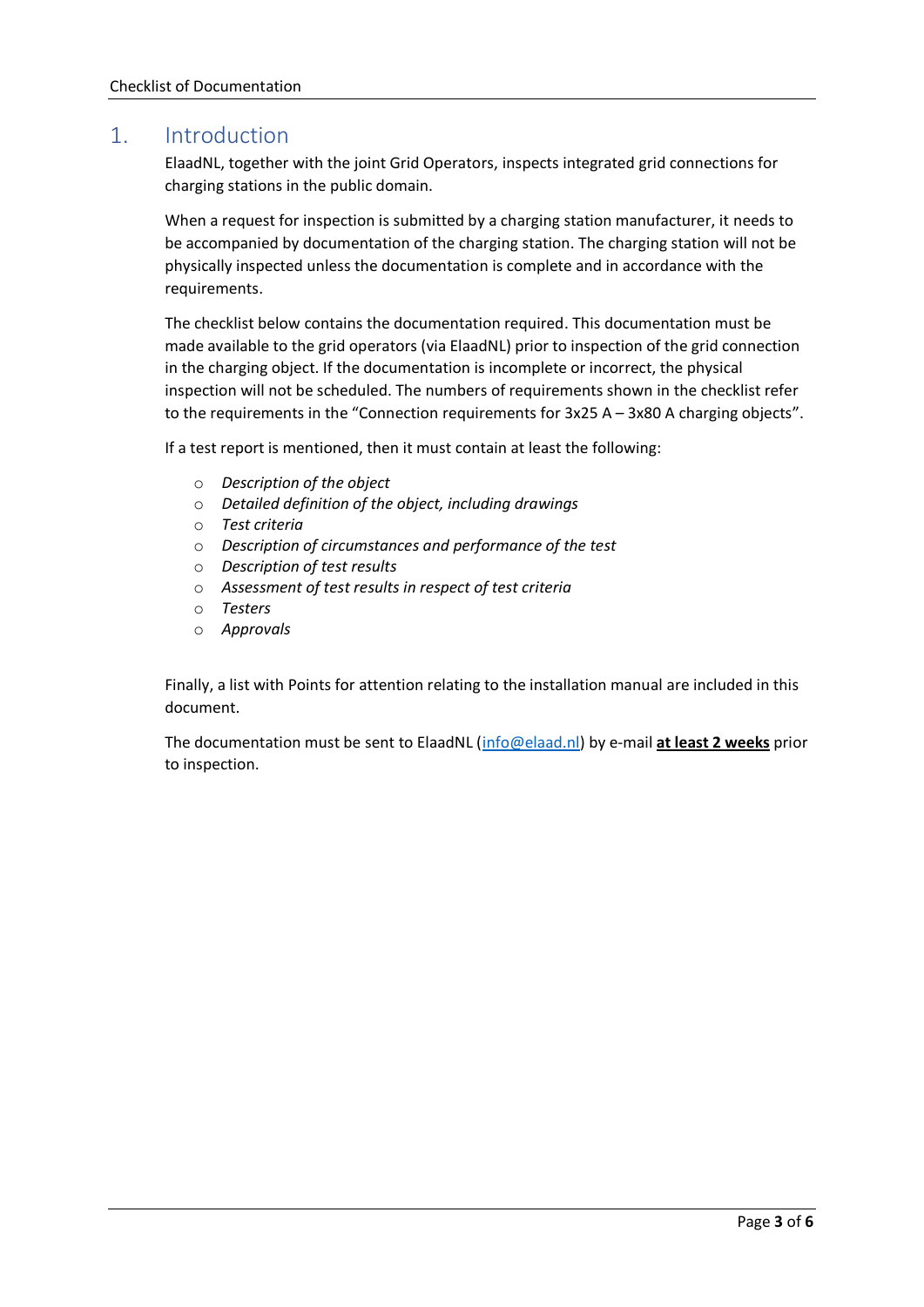# 1. Introduction

ElaadNL, together with the joint Grid Operators, inspects integrated grid connections for charging stations in the public domain.

When a request for inspection is submitted by a charging station manufacturer, it needs to be accompanied by documentation of the charging station. The charging station will not be physically inspected unless the documentation is complete and in accordance with the requirements.

The checklist below contains the documentation required. This documentation must be made available to the grid operators (via ElaadNL) prior to inspection of the grid connection in the charging object. If the documentation is incomplete or incorrect, the physical inspection will not be scheduled. The numbers of requirements shown in the checklist refer to the requirements in the "Connection requirements for 3x25 A – 3x80 A charging objects".

If a test report is mentioned, then it must contain at least the following:

- *Description of the object*
- *Detailed definition of the object, including drawings*
- *Test criteria*
- *Description of circumstances and performance of the test*
- *Description of test results*
- *Assessment of test results in respect of test criteria*
- *Testers*
- *Approvals*

Finally, a list with Points for attention relating to the installation manual are included in this document.

The documentation must be sent to ElaadNL (info@elaad.nl) by e-mail **at least 2 weeks** prior to inspection.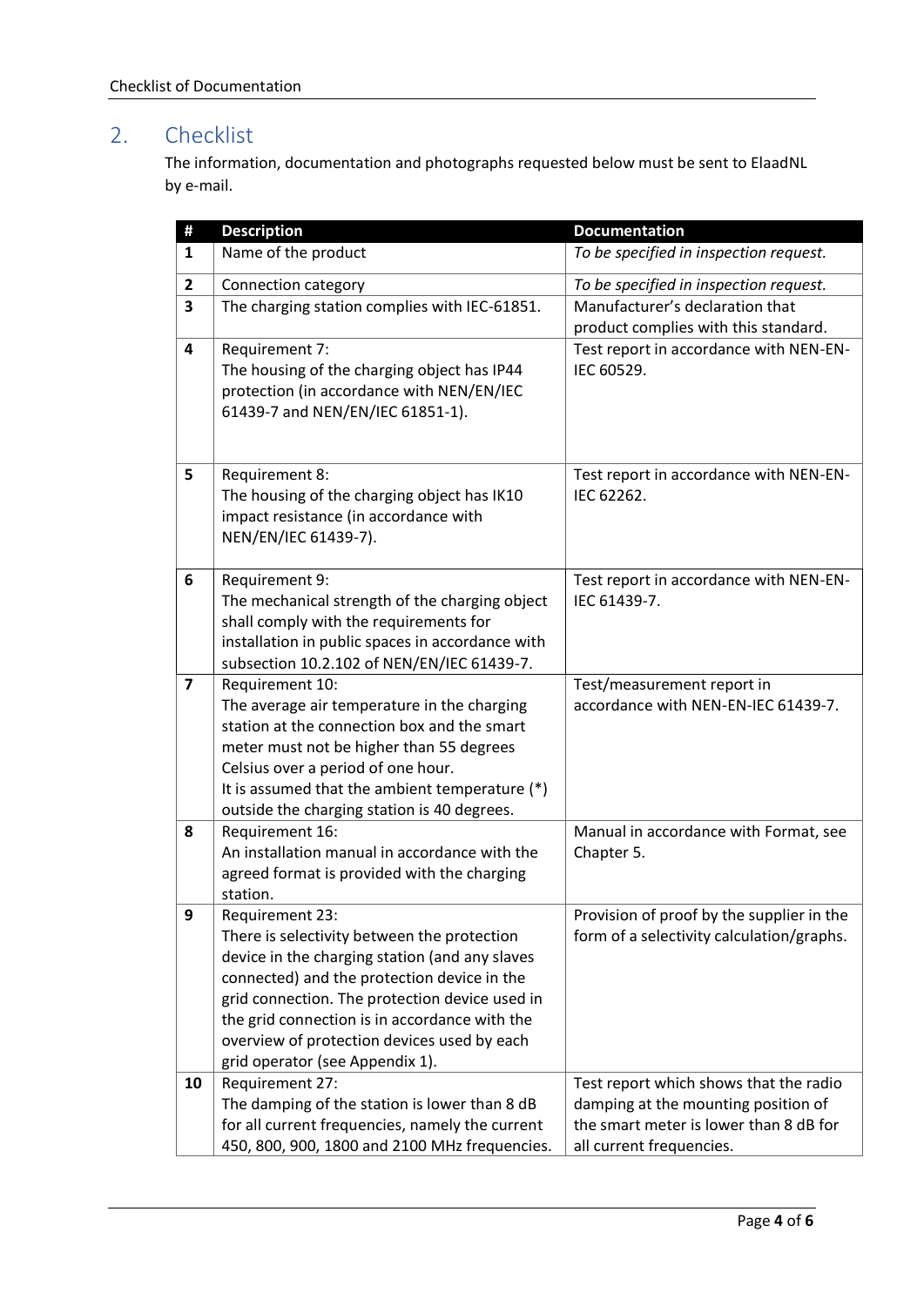## 2. Checklist

The information, documentation and photographs requested below must be sent to ElaadNL by e-mail.

| # | Description | Documentation |
|---|---|---|
| **1** | Name of the product | *To be specified in inspection request.* |
| **2** | Connection category | *To be specified in inspection request.* |
| **3** | The charging station complies with IEC-61851. | Manufacturer's declaration that product complies with this standard. |
| **4** | Requirement 7:<br>The housing of the charging object has IP44 protection (in accordance with NEN/EN/IEC 61439-7 and NEN/EN/IEC 61851-1). | Test report in accordance with NEN-EN-IEC 60529. |
| **5** | Requirement 8:<br>The housing of the charging object has IK10 impact resistance (in accordance with NEN/EN/IEC 61439-7). | Test report in accordance with NEN-EN-IEC 62262. |
| **6** | Requirement 9:<br>The mechanical strength of the charging object shall comply with the requirements for installation in public spaces in accordance with subsection 10.2.102 of NEN/EN/IEC 61439-7. | Test report in accordance with NEN-EN-IEC 61439-7. |
| **7** | Requirement 10:<br>The average air temperature in the charging station at the connection box and the smart meter must not be higher than 55 degrees Celsius over a period of one hour.<br>It is assumed that the ambient temperature (*) outside the charging station is 40 degrees. | Test/measurement report in accordance with NEN-EN-IEC 61439-7. |
| **8** | Requirement 16:<br>An installation manual in accordance with the agreed format is provided with the charging station. | Manual in accordance with Format, see Chapter 5. |
| **9** | Requirement 23:<br>There is selectivity between the protection device in the charging station (and any slaves connected) and the protection device in the grid connection. The protection device used in the grid connection is in accordance with the overview of protection devices used by each grid operator (see Appendix 1). | Provision of proof by the supplier in the form of a selectivity calculation/graphs. |
| **10** | Requirement 27:<br>The damping of the station is lower than 8 dB for all current frequencies, namely the current 450, 800, 900, 1800 and 2100 MHz frequencies. | Test report which shows that the radio damping at the mounting position of the smart meter is lower than 8 dB for all current frequencies. |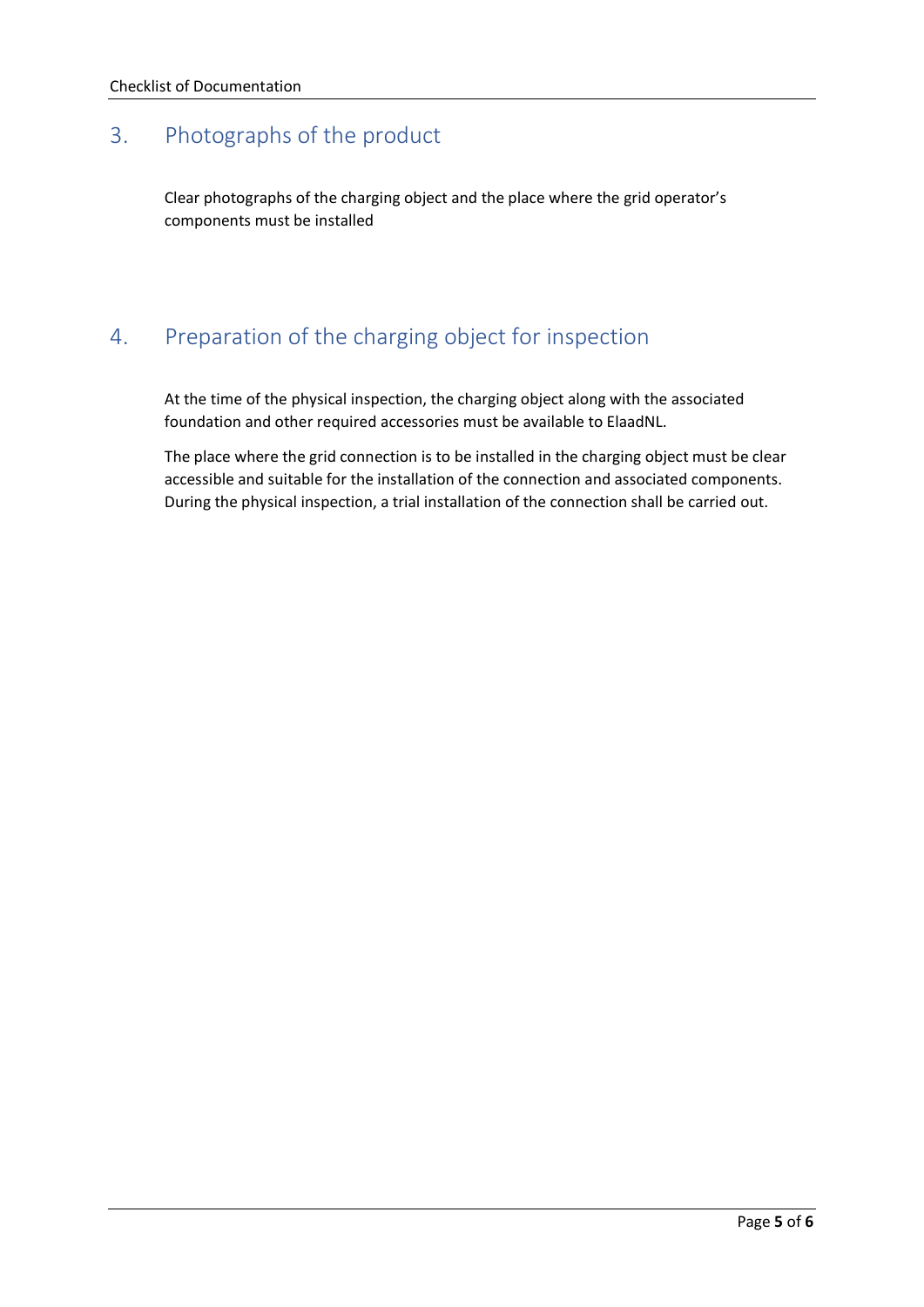## 3. Photographs of the product

Clear photographs of the charging object and the place where the grid operator's components must be installed

## 4. Preparation of the charging object for inspection

At the time of the physical inspection, the charging object along with the associated foundation and other required accessories must be available to ElaadNL.

The place where the grid connection is to be installed in the charging object must be clear accessible and suitable for the installation of the connection and associated components. During the physical inspection, a trial installation of the connection shall be carried out.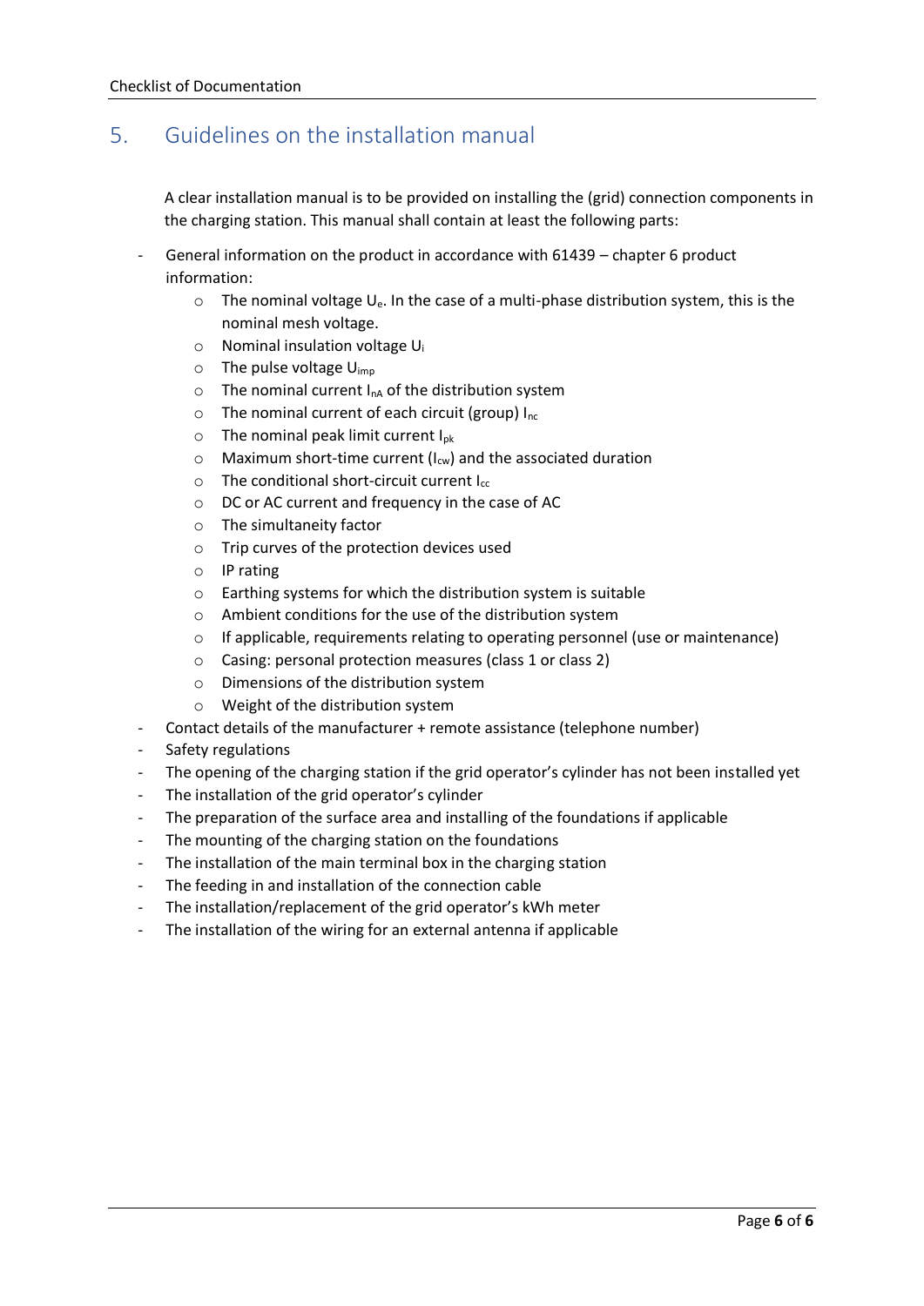## 5. Guidelines on the installation manual

A clear installation manual is to be provided on installing the (grid) connection components in the charging station. This manual shall contain at least the following parts:

- General information on the product in accordance with 61439 – chapter 6 product information:
  - The nominal voltage $U_e$. In the case of a multi-phase distribution system, this is the nominal mesh voltage.
  - Nominal insulation voltage $U_i$
  - The pulse voltage $U_{imp}$
  - The nominal current $I_{nA}$ of the distribution system
  - The nominal current of each circuit (group) $I_{nc}$
  - The nominal peak limit current $I_{pk}$
  - Maximum short-time current ($I_{cw}$) and the associated duration
  - The conditional short-circuit current $I_{cc}$
  - DC or AC current and frequency in the case of AC
  - The simultaneity factor
  - Trip curves of the protection devices used
  - IP rating
  - Earthing systems for which the distribution system is suitable
  - Ambient conditions for the use of the distribution system
  - If applicable, requirements relating to operating personnel (use or maintenance)
  - Casing: personal protection measures (class 1 or class 2)
  - Dimensions of the distribution system
  - Weight of the distribution system
- Contact details of the manufacturer + remote assistance (telephone number)
- Safety regulations
- The opening of the charging station if the grid operator's cylinder has not been installed yet
- The installation of the grid operator's cylinder
- The preparation of the surface area and installing of the foundations if applicable
- The mounting of the charging station on the foundations
- The installation of the main terminal box in the charging station
- The feeding in and installation of the connection cable
- The installation/replacement of the grid operator's kWh meter
- The installation of the wiring for an external antenna if applicable